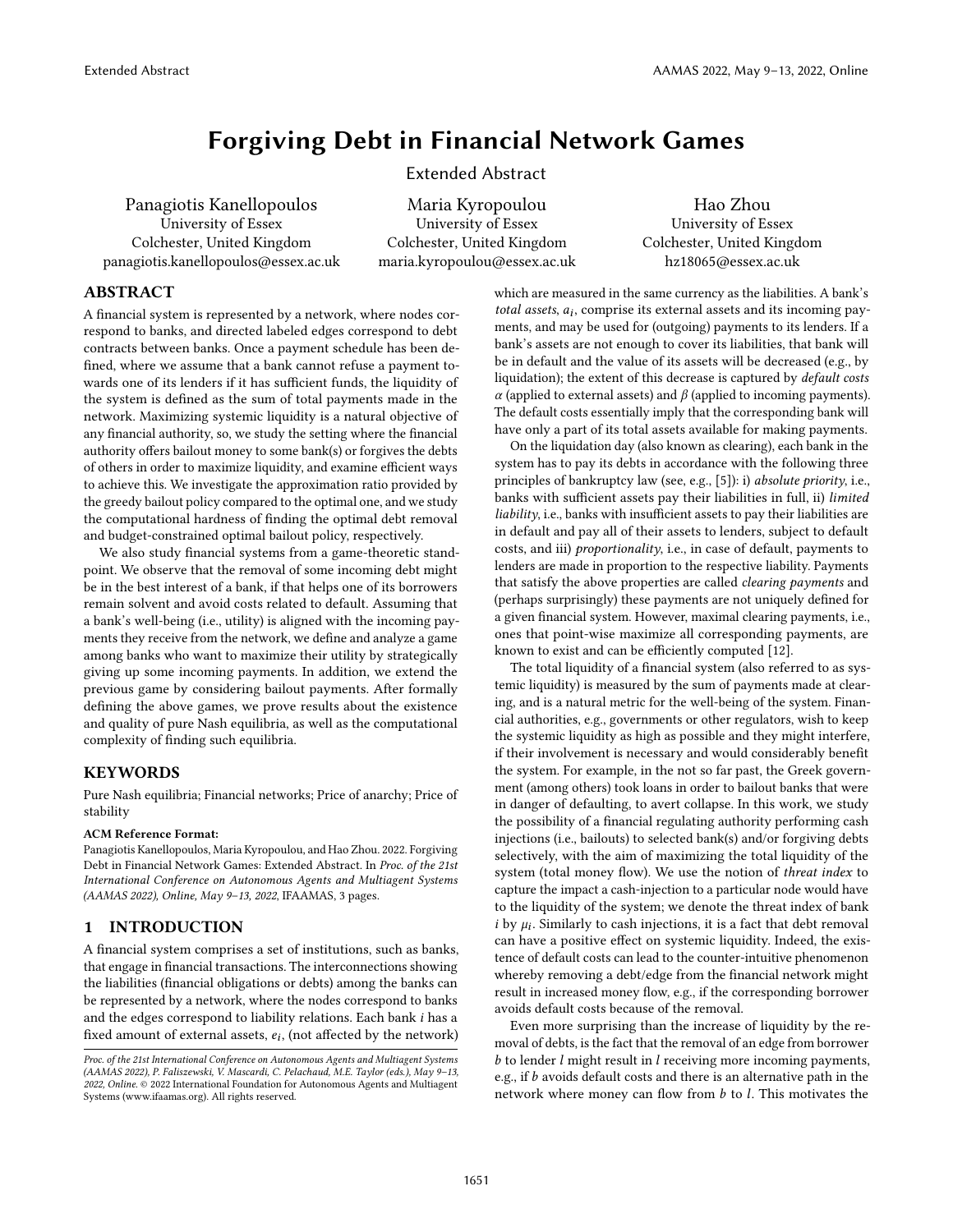# Forgiving Debt in Financial Network Games

Extended Abstract

Panagiotis Kanellopoulos
University of Essex
Colchester, United Kingdom
panagiotis.kanellopoulos@essex.ac.uk

Maria Kyropoulou
University of Essex
Colchester, United Kingdom
maria.kyropoulou@essex.ac.uk

Hao Zhou
University of Essex
Colchester, United Kingdom
hz18065@essex.ac.uk

## ABSTRACT

A financial system is represented by a network, where nodes correspond to banks, and directed labeled edges correspond to debt contracts between banks. Once a payment schedule has been defined, where we assume that a bank cannot refuse a payment towards one of its lenders if it has sufficient funds, the liquidity of the system is defined as the sum of total payments made in the network. Maximizing systemic liquidity is a natural objective of any financial authority, so, we study the setting where the financial authority offers bailout money to some bank(s) or forgives the debts of others in order to maximize liquidity, and examine efficient ways to achieve this. We investigate the approximation ratio provided by the greedy bailout policy compared to the optimal one, and we study the computational hardness of finding the optimal debt removal and budget-constrained optimal bailout policy, respectively.

We also study financial systems from a game-theoretic standpoint. We observe that the removal of some incoming debt might be in the best interest of a bank, if that helps one of its borrowers remain solvent and avoid costs related to default. Assuming that a bank's well-being (i.e., utility) is aligned with the incoming payments they receive from the network, we define and analyze a game among banks who want to maximize their utility by strategically giving up some incoming payments. In addition, we extend the previous game by considering bailout payments. After formally defining the above games, we prove results about the existence and quality of pure Nash equilibria, as well as the computational complexity of finding such equilibria.

## KEYWORDS

Pure Nash equilibria; Financial networks; Price of anarchy; Price of stability

**ACM Reference Format:**
Panagiotis Kanellopoulos, Maria Kyropoulou, and Hao Zhou. 2022. Forgiving Debt in Financial Network Games: Extended Abstract. In *Proc. of the 21st International Conference on Autonomous Agents and Multiagent Systems (AAMAS 2022), Online, May 9–13, 2022*, IFAAMAS, 3 pages.

## 1 INTRODUCTION

A financial system comprises a set of institutions, such as banks, that engage in financial transactions. The interconnections showing the liabilities (financial obligations or debts) among the banks can be represented by a network, where the nodes correspond to banks and the edges correspond to liability relations. Each bank $i$ has a fixed amount of external assets, $e_i$, (not affected by the network) which are measured in the same currency as the liabilities. A bank's *total assets*, $a_i$, comprise its external assets and its incoming payments, and may be used for (outgoing) payments to its lenders. If a bank's assets are not enough to cover its liabilities, that bank will be in default and the value of its assets will be decreased (e.g., by liquidation); the extent of this decrease is captured by *default costs* $\alpha$ (applied to external assets) and $\beta$ (applied to incoming payments). The default costs essentially imply that the corresponding bank will have only a part of its total assets available for making payments.

On the liquidation day (also known as clearing), each bank in the system has to pay its debts in accordance with the following three principles of bankruptcy law (see, e.g., [5]): i) *absolute priority*, i.e., banks with sufficient assets pay their liabilities in full, ii) *limited liability*, i.e., banks with insufficient assets to pay their liabilities are in default and pay all of their assets to lenders, subject to default costs, and iii) *proportionality*, i.e., in case of default, payments to lenders are made in proportion to the respective liability. Payments that satisfy the above properties are called *clearing payments* and (perhaps surprisingly) these payments are not uniquely defined for a given financial system. However, maximal clearing payments, i.e., ones that point-wise maximize all corresponding payments, are known to exist and can be efficiently computed [12].

The total liquidity of a financial system (also referred to as systemic liquidity) is measured by the sum of payments made at clearing, and is a natural metric for the well-being of the system. Financial authorities, e.g., governments or other regulators, wish to keep the systemic liquidity as high as possible and they might interfere, if their involvement is necessary and would considerably benefit the system. For example, in the not so far past, the Greek government (among others) took loans in order to bailout banks that were in danger of defaulting, to avert collapse. In this work, we study the possibility of a financial regulating authority performing cash injections (i.e., bailouts) to selected bank(s) and/or forgiving debts selectively, with the aim of maximizing the total liquidity of the system (total money flow). We use the notion of *threat index* to capture the impact a cash-injection to a particular node would have to the liquidity of the system; we denote the threat index of bank $i$ by $\mu_i$. Similarly to cash injections, it is a fact that debt removal can have a positive effect on systemic liquidity. Indeed, the existence of default costs can lead to the counter-intuitive phenomenon whereby removing a debt/edge from the financial network might result in increased money flow, e.g., if the corresponding borrower avoids default costs because of the removal.

Even more surprising than the increase of liquidity by the removal of debts, is the fact that the removal of an edge from borrower $b$ to lender $l$ might result in $l$ receiving more incoming payments, e.g., if $b$ avoids default costs and there is an alternative path in the network where money can flow from $b$ to $l$. This motivates the

---

*Proc. of the 21st International Conference on Autonomous Agents and Multiagent Systems (AAMAS 2022), P. Faliszewski, V. Mascardi, C. Pelachaud, M.E. Taylor (eds.), May 9–13, 2022, Online.* © 2022 International Foundation for Autonomous Agents and Multiagent Systems (www.ifaamas.org). All rights reserved.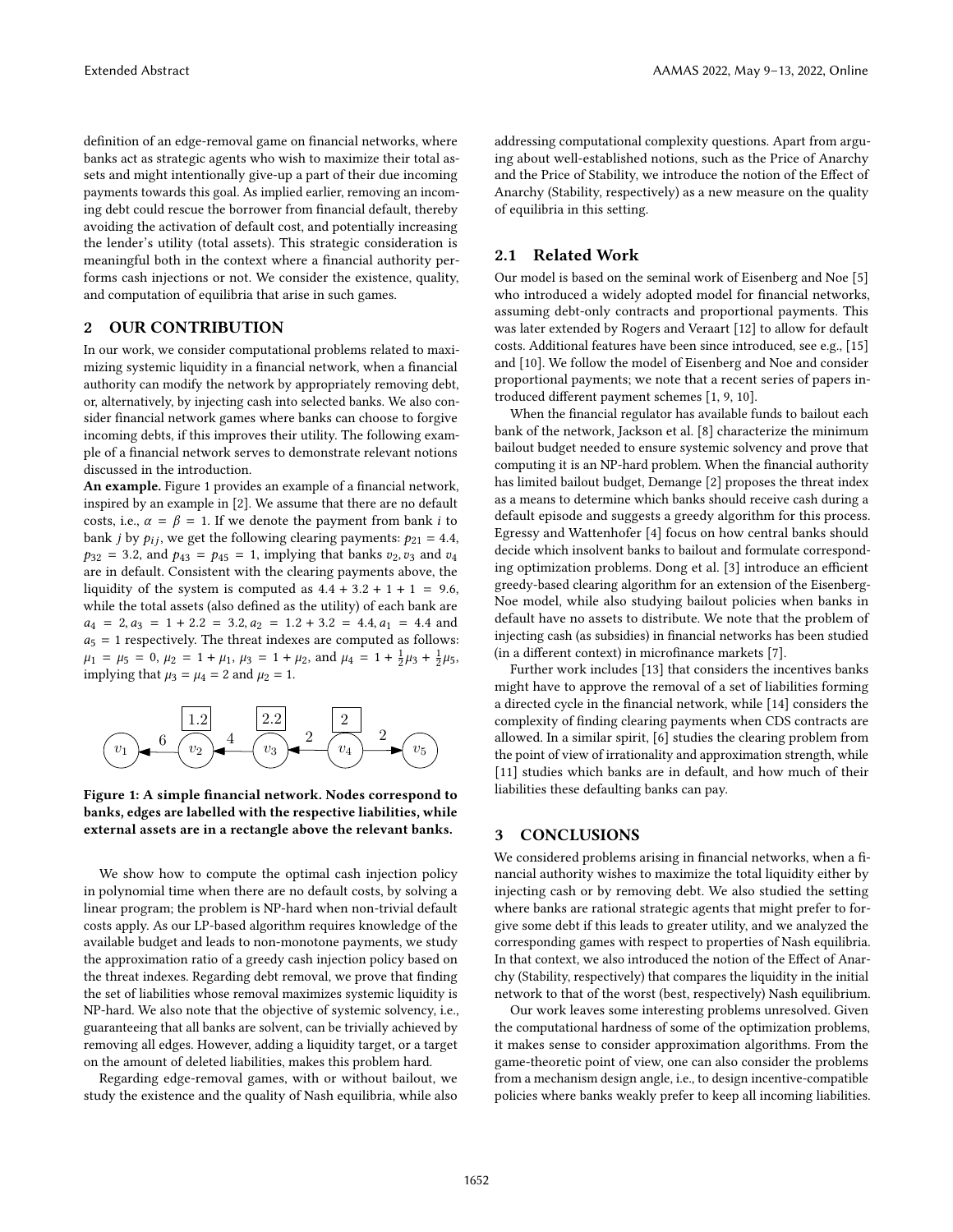definition of an edge-removal game on financial networks, where banks act as strategic agents who wish to maximize their total assets and might intentionally give-up a part of their due incoming payments towards this goal. As implied earlier, removing an incoming debt could rescue the borrower from financial default, thereby avoiding the activation of default cost, and potentially increasing the lender's utility (total assets). This strategic consideration is meaningful both in the context where a financial authority performs cash injections or not. We consider the existence, quality, and computation of equilibria that arise in such games.

## 2 OUR CONTRIBUTION

In our work, we consider computational problems related to maximizing systemic liquidity in a financial network, when a financial authority can modify the network by appropriately removing debt, or, alternatively, by injecting cash into selected banks. We also consider financial network games where banks can choose to forgive incoming debts, if this improves their utility. The following example of a financial network serves to demonstrate relevant notions discussed in the introduction.

**An example.** Figure 1 provides an example of a financial network, inspired by an example in [2]. We assume that there are no default costs, i.e., $\alpha = \beta = 1$. If we denote the payment from bank $i$ to bank $j$ by $p_{ij}$, we get the following clearing payments: $p_{21} = 4.4$, $p_{32} = 3.2$, and $p_{43} = p_{45} = 1$, implying that banks $v_2, v_3$ and $v_4$ are in default. Consistent with the clearing payments above, the liquidity of the system is computed as $4.4 + 3.2 + 1 + 1 = 9.6$, while the total assets (also defined as the utility) of each bank are $a_4 = 2, a_3 = 1 + 2.2 = 3.2, a_2 = 1.2 + 3.2 = 4.4, a_1 = 4.4$ and $a_5 = 1$ respectively. The threat indexes are computed as follows: $\mu_1 = \mu_5 = 0$, $\mu_2 = 1 + \mu_1$, $\mu_3 = 1 + \mu_2$, and $\mu_4 = 1 + \frac{1}{2}\mu_3 + \frac{1}{2}\mu_5$, implying that $\mu_3 = \mu_4 = 2$ and $\mu_2 = 1$.

**Figure 1: A simple financial network. Nodes correspond to banks, edges are labelled with the respective liabilities, while external assets are in a rectangle above the relevant banks.**

We show how to compute the optimal cash injection policy in polynomial time when there are no default costs, by solving a linear program; the problem is NP-hard when non-trivial default costs apply. As our LP-based algorithm requires knowledge of the available budget and leads to non-monotone payments, we study the approximation ratio of a greedy cash injection policy based on the threat indexes. Regarding debt removal, we prove that finding the set of liabilities whose removal maximizes systemic liquidity is NP-hard. We also note that the objective of systemic solvency, i.e., guaranteeing that all banks are solvent, can be trivially achieved by removing all edges. However, adding a liquidity target, or a target on the amount of deleted liabilities, makes this problem hard.

Regarding edge-removal games, with or without bailout, we study the existence and the quality of Nash equilibria, while also addressing computational complexity questions. Apart from arguing about well-established notions, such as the Price of Anarchy and the Price of Stability, we introduce the notion of the Effect of Anarchy (Stability, respectively) as a new measure on the quality of equilibria in this setting.

### 2.1 Related Work

Our model is based on the seminal work of Eisenberg and Noe [5] who introduced a widely adopted model for financial networks, assuming debt-only contracts and proportional payments. This was later extended by Rogers and Veraart [12] to allow for default costs. Additional features have been since introduced, see e.g., [15] and [10]. We follow the model of Eisenberg and Noe and consider proportional payments; we note that a recent series of papers introduced different payment schemes [1, 9, 10].

When the financial regulator has available funds to bailout each bank of the network, Jackson et al. [8] characterize the minimum bailout budget needed to ensure systemic solvency and prove that computing it is an NP-hard problem. When the financial authority has limited bailout budget, Demange [2] proposes the threat index as a means to determine which banks should receive cash during a default episode and suggests a greedy algorithm for this process. Egressy and Wattenhofer [4] focus on how central banks should decide which insolvent banks to bailout and formulate corresponding optimization problems. Dong et al. [3] introduce an efficient greedy-based clearing algorithm for an extension of the Eisenberg-Noe model, while also studying bailout policies when banks in default have no assets to distribute. We note that the problem of injecting cash (as subsidies) in financial networks has been studied (in a different context) in microfinance markets [7].

Further work includes [13] that considers the incentives banks might have to approve the removal of a set of liabilities forming a directed cycle in the financial network, while [14] considers the complexity of finding clearing payments when CDS contracts are allowed. In a similar spirit, [6] studies the clearing problem from the point of view of irrationality and approximation strength, while [11] studies which banks are in default, and how much of their liabilities these defaulting banks can pay.

## 3 CONCLUSIONS

We considered problems arising in financial networks, when a financial authority wishes to maximize the total liquidity either by injecting cash or by removing debt. We also studied the setting where banks are rational strategic agents that might prefer to forgive some debt if this leads to greater utility, and we analyzed the corresponding games with respect to properties of Nash equilibria. In that context, we also introduced the notion of the Effect of Anarchy (Stability, respectively) that compares the liquidity in the initial network to that of the worst (best, respectively) Nash equilibrium.

Our work leaves some interesting problems unresolved. Given the computational hardness of some of the optimization problems, it makes sense to consider approximation algorithms. From the game-theoretic point of view, one can also consider the problems from a mechanism design angle, i.e., to design incentive-compatible policies where banks weakly prefer to keep all incoming liabilities.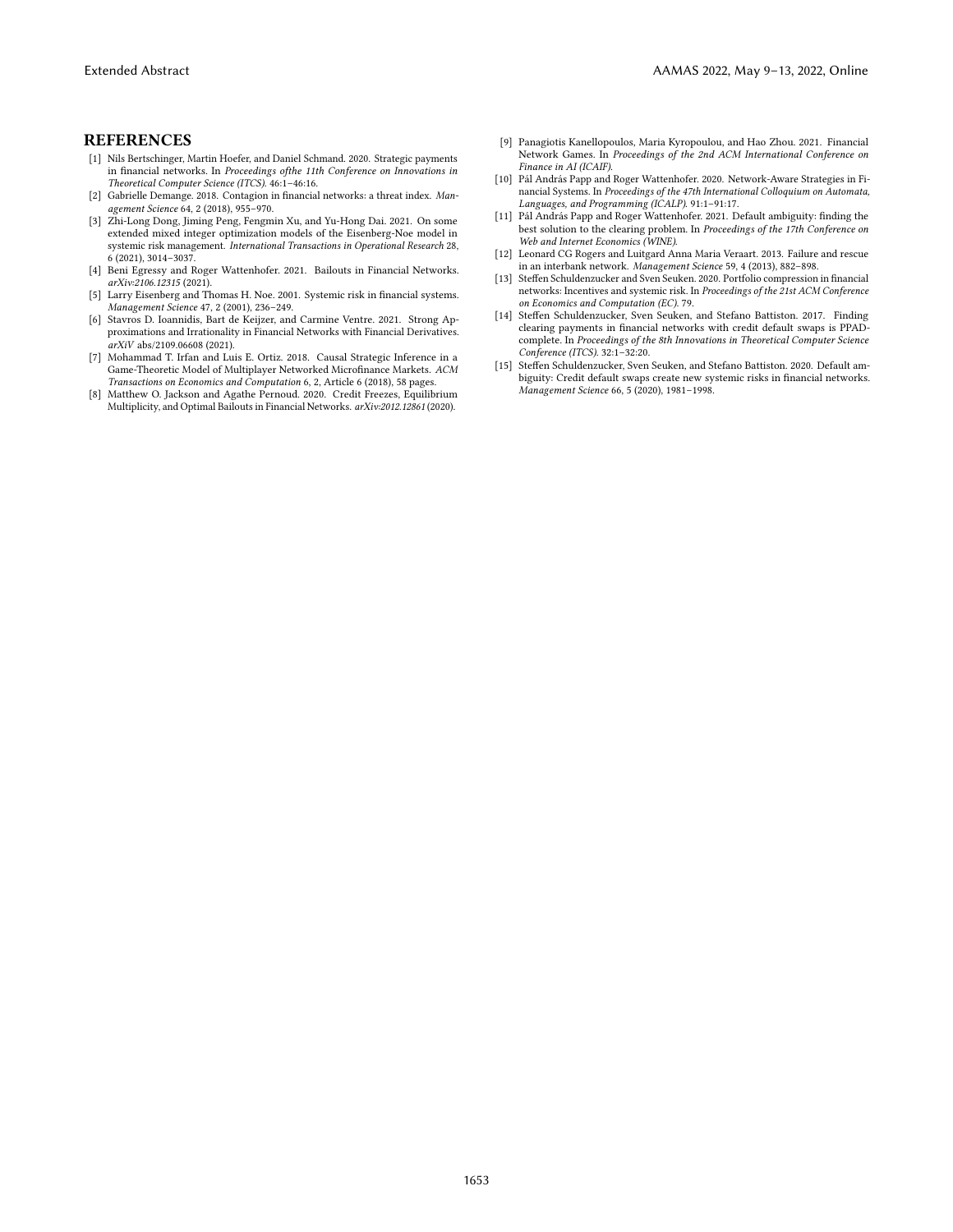## REFERENCES

[1] Nils Bertschinger, Martin Hoefer, and Daniel Schmand. 2020. Strategic payments in financial networks. In *Proceedings ofthe 11th Conference on Innovations in Theoretical Computer Science (ITCS)*. 46:1–46:16.

[2] Gabrielle Demange. 2018. Contagion in financial networks: a threat index. *Management Science* 64, 2 (2018), 955–970.

[3] Zhi-Long Dong, Jiming Peng, Fengmin Xu, and Yu-Hong Dai. 2021. On some extended mixed integer optimization models of the Eisenberg-Noe model in systemic risk management. *International Transactions in Operational Research* 28, 6 (2021), 3014–3037.

[4] Beni Egressy and Roger Wattenhofer. 2021. Bailouts in Financial Networks. *arXiv:2106.12315* (2021).

[5] Larry Eisenberg and Thomas H. Noe. 2001. Systemic risk in financial systems. *Management Science* 47, 2 (2001), 236–249.

[6] Stavros D. Ioannidis, Bart de Keijzer, and Carmine Ventre. 2021. Strong Approximations and Irrationality in Financial Networks with Financial Derivatives. *arXiV* abs/2109.06608 (2021).

[7] Mohammad T. Irfan and Luis E. Ortiz. 2018. Causal Strategic Inference in a Game-Theoretic Model of Multiplayer Networked Microfinance Markets. *ACM Transactions on Economics and Computation* 6, 2, Article 6 (2018), 58 pages.

[8] Matthew O. Jackson and Agathe Pernoud. 2020. Credit Freezes, Equilibrium Multiplicity, and Optimal Bailouts in Financial Networks. *arXiv:2012.12861* (2020).

[9] Panagiotis Kanellopoulos, Maria Kyropoulou, and Hao Zhou. 2021. Financial Network Games. In *Proceedings of the 2nd ACM International Conference on Finance in AI (ICAIF)*.

[10] Pál András Papp and Roger Wattenhofer. 2020. Network-Aware Strategies in Financial Systems. In *Proceedings of the 47th International Colloquium on Automata, Languages, and Programming (ICALP)*. 91:1–91:17.

[11] Pál András Papp and Roger Wattenhofer. 2021. Default ambiguity: finding the best solution to the clearing problem. In *Proceedings of the 17th Conference on Web and Internet Economics (WINE)*.

[12] Leonard CG Rogers and Luitgard Anna Maria Veraart. 2013. Failure and rescue in an interbank network. *Management Science* 59, 4 (2013), 882–898.

[13] Steffen Schuldenzucker and Sven Seuken. 2020. Portfolio compression in financial networks: Incentives and systemic risk. In *Proceedings of the 21st ACM Conference on Economics and Computation (EC)*. 79.

[14] Steffen Schuldenzucker, Sven Seuken, and Stefano Battiston. 2017. Finding clearing payments in financial networks with credit default swaps is PPAD-complete. In *Proceedings of the 8th Innovations in Theoretical Computer Science Conference (ITCS)*. 32:1–32:20.

[15] Steffen Schuldenzucker, Sven Seuken, and Stefano Battiston. 2020. Default ambiguity: Credit default swaps create new systemic risks in financial networks. *Management Science* 66, 5 (2020), 1981–1998.